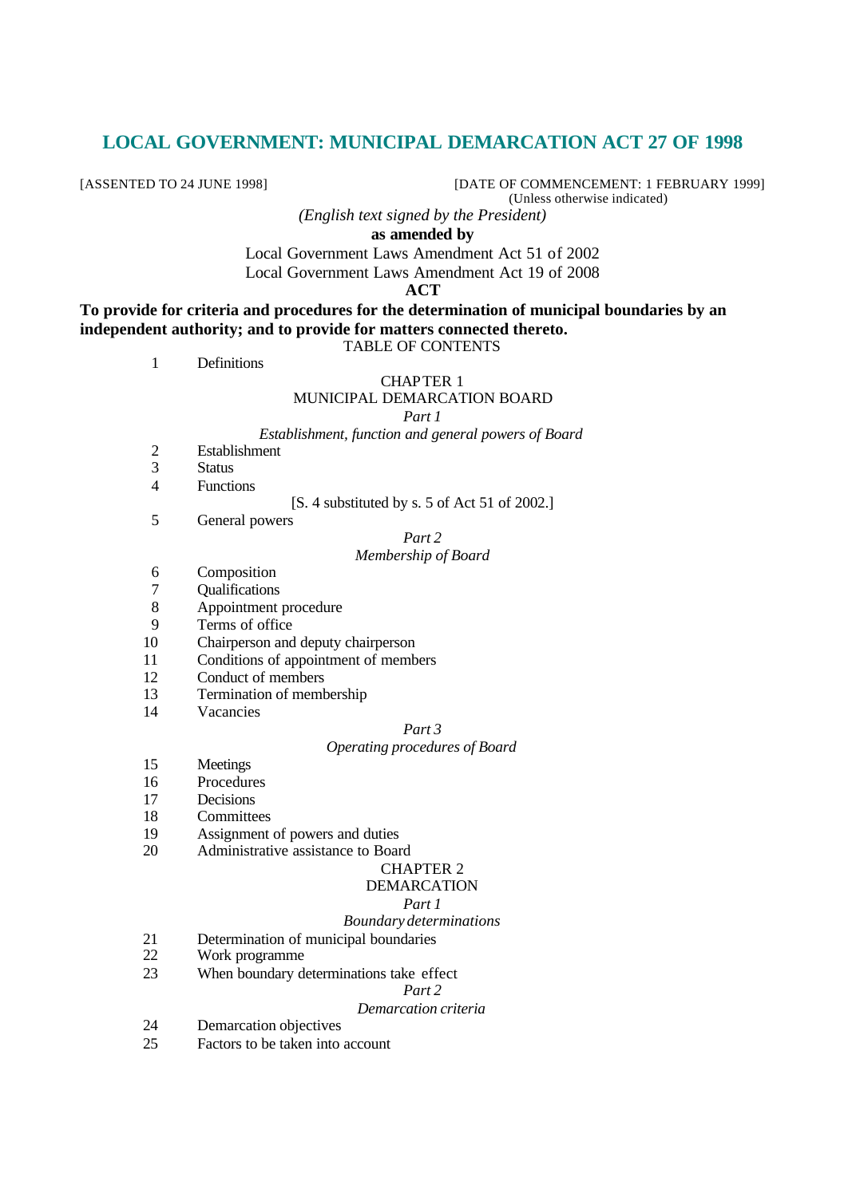# LOCAL GOVERNMENT: MUNICIPAL DEMARCATION ACT 27 OF 1998

[ASSENTED TO 24 JUNE 1998] [DATE OF COMMENCEMENT: 1 FEBRUARY 1999]
(Unless otherwise indicated)

*(English text signed by the President)*

**as amended by**

Local Government Laws Amendment Act 51 of 2002

Local Government Laws Amendment Act 19 of 2008

**ACT**

**To provide for criteria and procedures for the determination of municipal boundaries by an independent authority; and to provide for matters connected thereto.**

TABLE OF CONTENTS

1 Definitions

CHAPTER 1

MUNICIPAL DEMARCATION BOARD

*Part 1*

*Establishment, function and general powers of Board*

2 Establishment
3 Status
4 Functions

[S. 4 substituted by s. 5 of Act 51 of 2002.]

5 General powers

*Part 2*

*Membership of Board*

6 Composition
7 Qualifications
8 Appointment procedure
9 Terms of office
10 Chairperson and deputy chairperson
11 Conditions of appointment of members
12 Conduct of members
13 Termination of membership
14 Vacancies

*Part 3*

*Operating procedures of Board*

15 Meetings
16 Procedures
17 Decisions
18 Committees
19 Assignment of powers and duties
20 Administrative assistance to Board

CHAPTER 2

DEMARCATION

*Part 1*

*Boundary determinations*

21 Determination of municipal boundaries
22 Work programme
23 When boundary determinations take effect

*Part 2*

*Demarcation criteria*

24 Demarcation objectives
25 Factors to be taken into account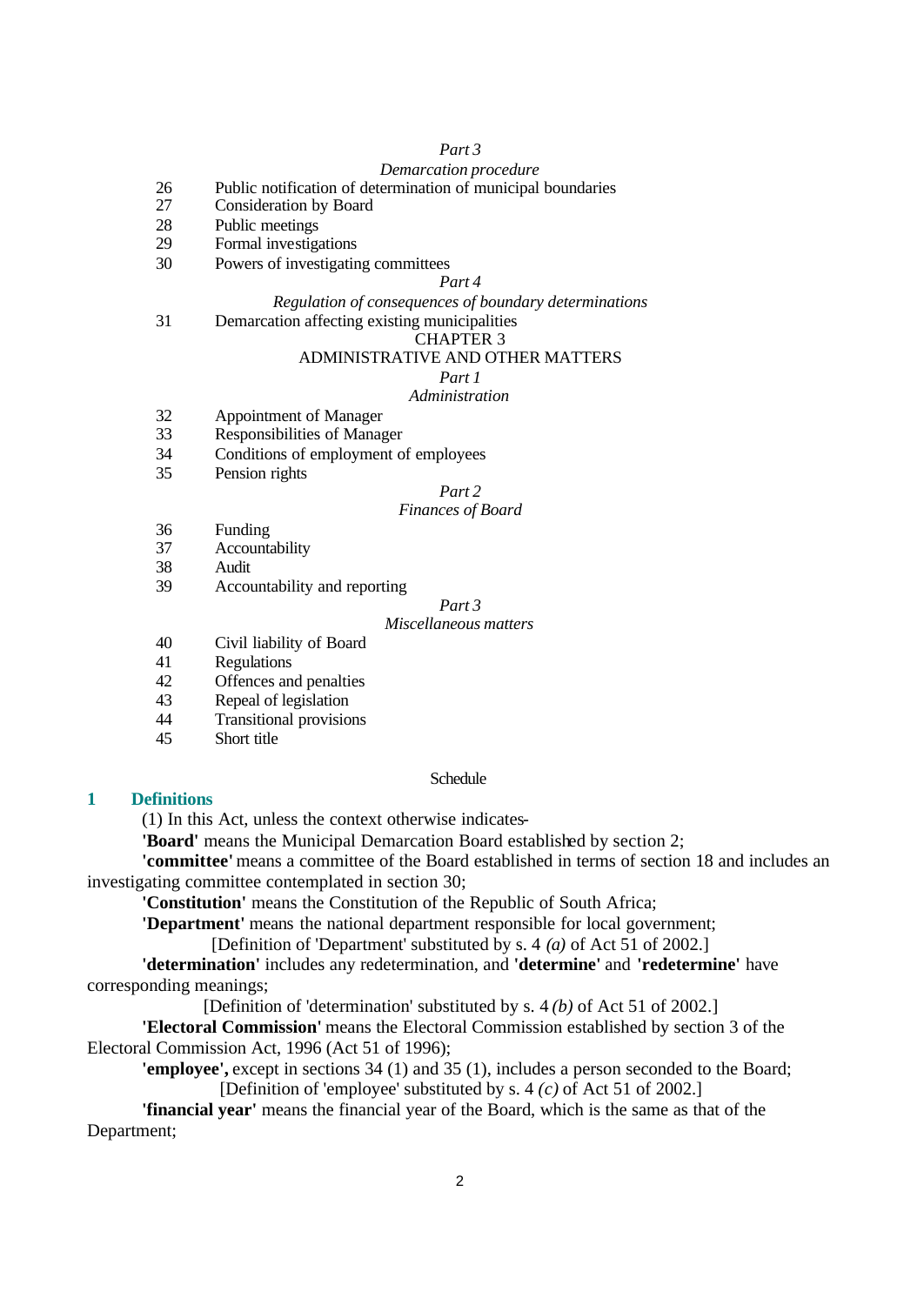*Part 3*

*Demarcation procedure*

26 Public notification of determination of municipal boundaries
27 Consideration by Board
28 Public meetings
29 Formal investigations
30 Powers of investigating committees

*Part 4*

*Regulation of consequences of boundary determinations*

31 Demarcation affecting existing municipalities

CHAPTER 3

ADMINISTRATIVE AND OTHER MATTERS

*Part 1*

*Administration*

32 Appointment of Manager
33 Responsibilities of Manager
34 Conditions of employment of employees
35 Pension rights

*Part 2*

*Finances of Board*

36 Funding
37 Accountability
38 Audit
39 Accountability and reporting

*Part 3*

*Miscellaneous matters*

40 Civil liability of Board
41 Regulations
42 Offences and penalties
43 Repeal of legislation
44 Transitional provisions
45 Short title

Schedule

## 1 Definitions

(1) In this Act, unless the context otherwise indicates-

**'Board'** means the Municipal Demarcation Board established by section 2;

**'committee'** means a committee of the Board established in terms of section 18 and includes an investigating committee contemplated in section 30;

**'Constitution'** means the Constitution of the Republic of South Africa;

**'Department'** means the national department responsible for local government;

[Definition of 'Department' substituted by s. 4 *(a)* of Act 51 of 2002.]

**'determination'** includes any redetermination, and **'determine'** and **'redetermine'** have corresponding meanings;

[Definition of 'determination' substituted by s. 4 *(b)* of Act 51 of 2002.]

**'Electoral Commission'** means the Electoral Commission established by section 3 of the Electoral Commission Act, 1996 (Act 51 of 1996);

**'employee',** except in sections 34 (1) and 35 (1), includes a person seconded to the Board;

[Definition of 'employee' substituted by s. 4 *(c)* of Act 51 of 2002.]

**'financial year'** means the financial year of the Board, which is the same as that of the Department;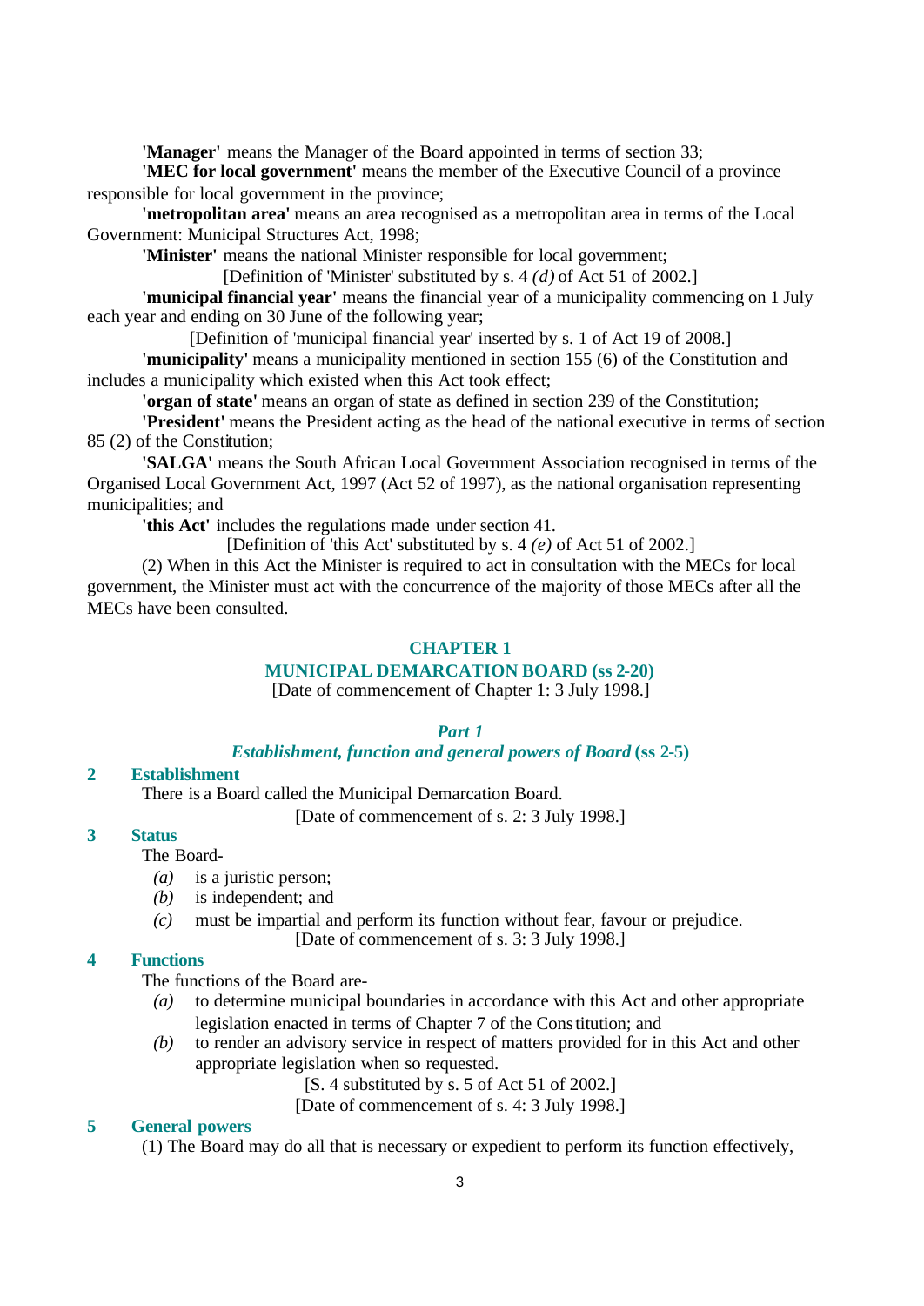**'Manager'** means the Manager of the Board appointed in terms of section 33;

**'MEC for local government'** means the member of the Executive Council of a province responsible for local government in the province;

**'metropolitan area'** means an area recognised as a metropolitan area in terms of the Local Government: Municipal Structures Act, 1998;

**'Minister'** means the national Minister responsible for local government;

[Definition of 'Minister' substituted by s. 4 *(d)* of Act 51 of 2002.]

**'municipal financial year'** means the financial year of a municipality commencing on 1 July each year and ending on 30 June of the following year;

[Definition of 'municipal financial year' inserted by s. 1 of Act 19 of 2008.]

**'municipality'** means a municipality mentioned in section 155 (6) of the Constitution and includes a municipality which existed when this Act took effect;

**'organ of state'** means an organ of state as defined in section 239 of the Constitution;

**'President'** means the President acting as the head of the national executive in terms of section 85 (2) of the Constitution;

**'SALGA'** means the South African Local Government Association recognised in terms of the Organised Local Government Act, 1997 (Act 52 of 1997), as the national organisation representing municipalities; and

**'this Act'** includes the regulations made under section 41.

[Definition of 'this Act' substituted by s. 4 *(e)* of Act 51 of 2002.]

(2) When in this Act the Minister is required to act in consultation with the MECs for local government, the Minister must act with the concurrence of the majority of those MECs after all the MECs have been consulted.

## CHAPTER 1
## MUNICIPAL DEMARCATION BOARD (ss 2-20)

[Date of commencement of Chapter 1: 3 July 1998.]

### *Part 1*
### *Establishment, function and general powers of Board* (ss 2-5)

#### 2 Establishment

There is a Board called the Municipal Demarcation Board.

[Date of commencement of s. 2: 3 July 1998.]

#### 3 Status

The Board-

*(a)* is a juristic person;

*(b)* is independent; and

*(c)* must be impartial and perform its function without fear, favour or prejudice.

[Date of commencement of s. 3: 3 July 1998.]

#### 4 Functions

The functions of the Board are-

*(a)* to determine municipal boundaries in accordance with this Act and other appropriate legislation enacted in terms of Chapter 7 of the Constitution; and

*(b)* to render an advisory service in respect of matters provided for in this Act and other appropriate legislation when so requested.

[S. 4 substituted by s. 5 of Act 51 of 2002.]

[Date of commencement of s. 4: 3 July 1998.]

#### 5 General powers

(1) The Board may do all that is necessary or expedient to perform its function effectively,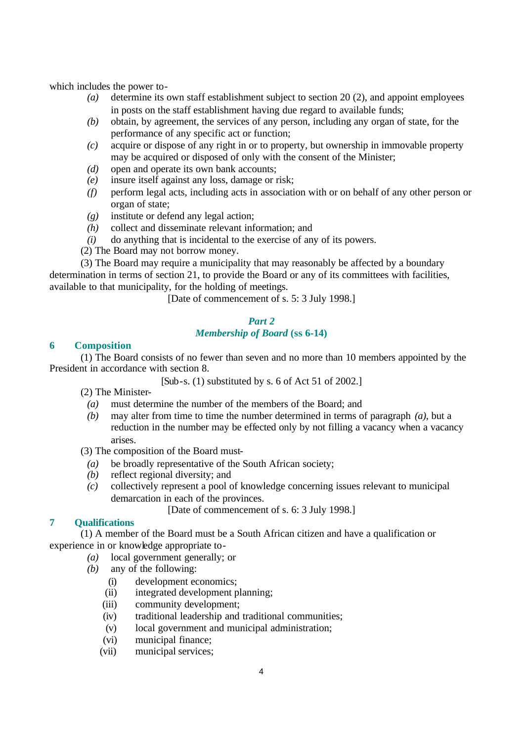which includes the power to-

*(a)* determine its own staff establishment subject to section 20 (2), and appoint employees in posts on the staff establishment having due regard to available funds;

*(b)* obtain, by agreement, the services of any person, including any organ of state, for the performance of any specific act or function;

*(c)* acquire or dispose of any right in or to property, but ownership in immovable property may be acquired or disposed of only with the consent of the Minister;

*(d)* open and operate its own bank accounts;

*(e)* insure itself against any loss, damage or risk;

*(f)* perform legal acts, including acts in association with or on behalf of any other person or organ of state;

*(g)* institute or defend any legal action;

*(h)* collect and disseminate relevant information; and

*(i)* do anything that is incidental to the exercise of any of its powers.

(2) The Board may not borrow money.

(3) The Board may require a municipality that may reasonably be affected by a boundary determination in terms of section 21, to provide the Board or any of its committees with facilities, available to that municipality, for the holding of meetings.

[Date of commencement of s. 5: 3 July 1998.]

## *Part 2*
## *Membership of Board* (ss 6-14)

### 6 Composition

(1) The Board consists of no fewer than seven and no more than 10 members appointed by the President in accordance with section 8.

[Sub-s. (1) substituted by s. 6 of Act 51 of 2002.]

(2) The Minister-

*(a)* must determine the number of the members of the Board; and

*(b)* may alter from time to time the number determined in terms of paragraph *(a)*, but a reduction in the number may be effected only by not filling a vacancy when a vacancy arises.

(3) The composition of the Board must-

*(a)* be broadly representative of the South African society;

*(b)* reflect regional diversity; and

*(c)* collectively represent a pool of knowledge concerning issues relevant to municipal demarcation in each of the provinces.

[Date of commencement of s. 6: 3 July 1998.]

### 7 Qualifications

(1) A member of the Board must be a South African citizen and have a qualification or experience in or knowledge appropriate to-

*(a)* local government generally; or

*(b)* any of the following:

(i) development economics;

(ii) integrated development planning;

(iii) community development;

(iv) traditional leadership and traditional communities;

(v) local government and municipal administration;

(vi) municipal finance;

(vii) municipal services;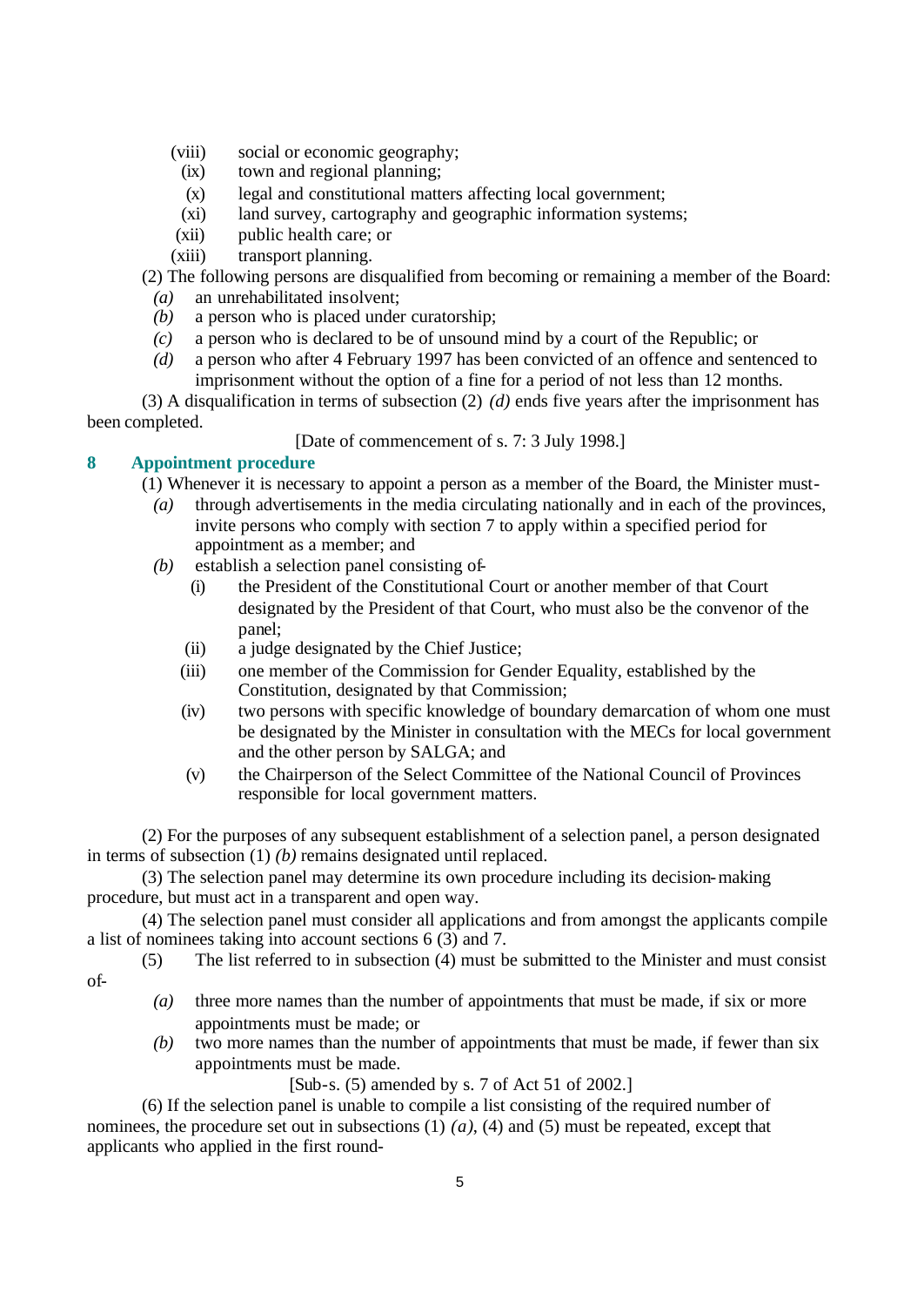(viii) social or economic geography;

(ix) town and regional planning;

(x) legal and constitutional matters affecting local government;

(xi) land survey, cartography and geographic information systems;

(xii) public health care; or

(xiii) transport planning.

(2) The following persons are disqualified from becoming or remaining a member of the Board:

*(a)* an unrehabilitated insolvent;

*(b)* a person who is placed under curatorship;

*(c)* a person who is declared to be of unsound mind by a court of the Republic; or

*(d)* a person who after 4 February 1997 has been convicted of an offence and sentenced to imprisonment without the option of a fine for a period of not less than 12 months.

(3) A disqualification in terms of subsection (2) *(d)* ends five years after the imprisonment has been completed.

[Date of commencement of s. 7: 3 July 1998.]

## 8 Appointment procedure

(1) Whenever it is necessary to appoint a person as a member of the Board, the Minister must-

*(a)* through advertisements in the media circulating nationally and in each of the provinces, invite persons who comply with section 7 to apply within a specified period for appointment as a member; and

*(b)* establish a selection panel consisting of-

(i) the President of the Constitutional Court or another member of that Court designated by the President of that Court, who must also be the convenor of the panel;

(ii) a judge designated by the Chief Justice;

(iii) one member of the Commission for Gender Equality, established by the Constitution, designated by that Commission;

(iv) two persons with specific knowledge of boundary demarcation of whom one must be designated by the Minister in consultation with the MECs for local government and the other person by SALGA; and

(v) the Chairperson of the Select Committee of the National Council of Provinces responsible for local government matters.

(2) For the purposes of any subsequent establishment of a selection panel, a person designated in terms of subsection (1) *(b)* remains designated until replaced.

(3) The selection panel may determine its own procedure including its decision-making procedure, but must act in a transparent and open way.

(4) The selection panel must consider all applications and from amongst the applicants compile a list of nominees taking into account sections 6 (3) and 7.

(5) The list referred to in subsection (4) must be submitted to the Minister and must consist of-

*(a)* three more names than the number of appointments that must be made, if six or more appointments must be made; or

*(b)* two more names than the number of appointments that must be made, if fewer than six appointments must be made.

[Sub-s. (5) amended by s. 7 of Act 51 of 2002.]

(6) If the selection panel is unable to compile a list consisting of the required number of nominees, the procedure set out in subsections (1) *(a)*, (4) and (5) must be repeated, except that applicants who applied in the first round-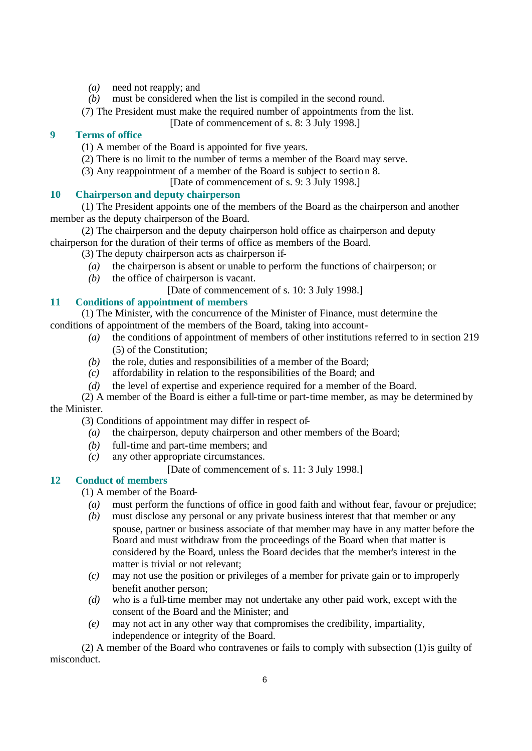*(a)* need not reapply; and

*(b)* must be considered when the list is compiled in the second round.

(7) The President must make the required number of appointments from the list.

[Date of commencement of s. 8: 3 July 1998.]

## 9 Terms of office

(1) A member of the Board is appointed for five years.

(2) There is no limit to the number of terms a member of the Board may serve.

(3) Any reappointment of a member of the Board is subject to section 8.

[Date of commencement of s. 9: 3 July 1998.]

## 10 Chairperson and deputy chairperson

(1) The President appoints one of the members of the Board as the chairperson and another member as the deputy chairperson of the Board.

(2) The chairperson and the deputy chairperson hold office as chairperson and deputy chairperson for the duration of their terms of office as members of the Board.

(3) The deputy chairperson acts as chairperson if-

*(a)* the chairperson is absent or unable to perform the functions of chairperson; or

*(b)* the office of chairperson is vacant.

[Date of commencement of s. 10: 3 July 1998.]

## 11 Conditions of appointment of members

(1) The Minister, with the concurrence of the Minister of Finance, must determine the conditions of appointment of the members of the Board, taking into account-

*(a)* the conditions of appointment of members of other institutions referred to in section 219 (5) of the Constitution;

*(b)* the role, duties and responsibilities of a member of the Board;

*(c)* affordability in relation to the responsibilities of the Board; and

*(d)* the level of expertise and experience required for a member of the Board.

(2) A member of the Board is either a full-time or part-time member, as may be determined by the Minister.

(3) Conditions of appointment may differ in respect of-

*(a)* the chairperson, deputy chairperson and other members of the Board;

*(b)* full-time and part-time members; and

*(c)* any other appropriate circumstances.

[Date of commencement of s. 11: 3 July 1998.]

## 12 Conduct of members

(1) A member of the Board-

*(a)* must perform the functions of office in good faith and without fear, favour or prejudice;

*(b)* must disclose any personal or any private business interest that that member or any spouse, partner or business associate of that member may have in any matter before the Board and must withdraw from the proceedings of the Board when that matter is considered by the Board, unless the Board decides that the member's interest in the matter is trivial or not relevant;

*(c)* may not use the position or privileges of a member for private gain or to improperly benefit another person;

*(d)* who is a full-time member may not undertake any other paid work, except with the consent of the Board and the Minister; and

*(e)* may not act in any other way that compromises the credibility, impartiality, independence or integrity of the Board.

(2) A member of the Board who contravenes or fails to comply with subsection (1) is guilty of misconduct.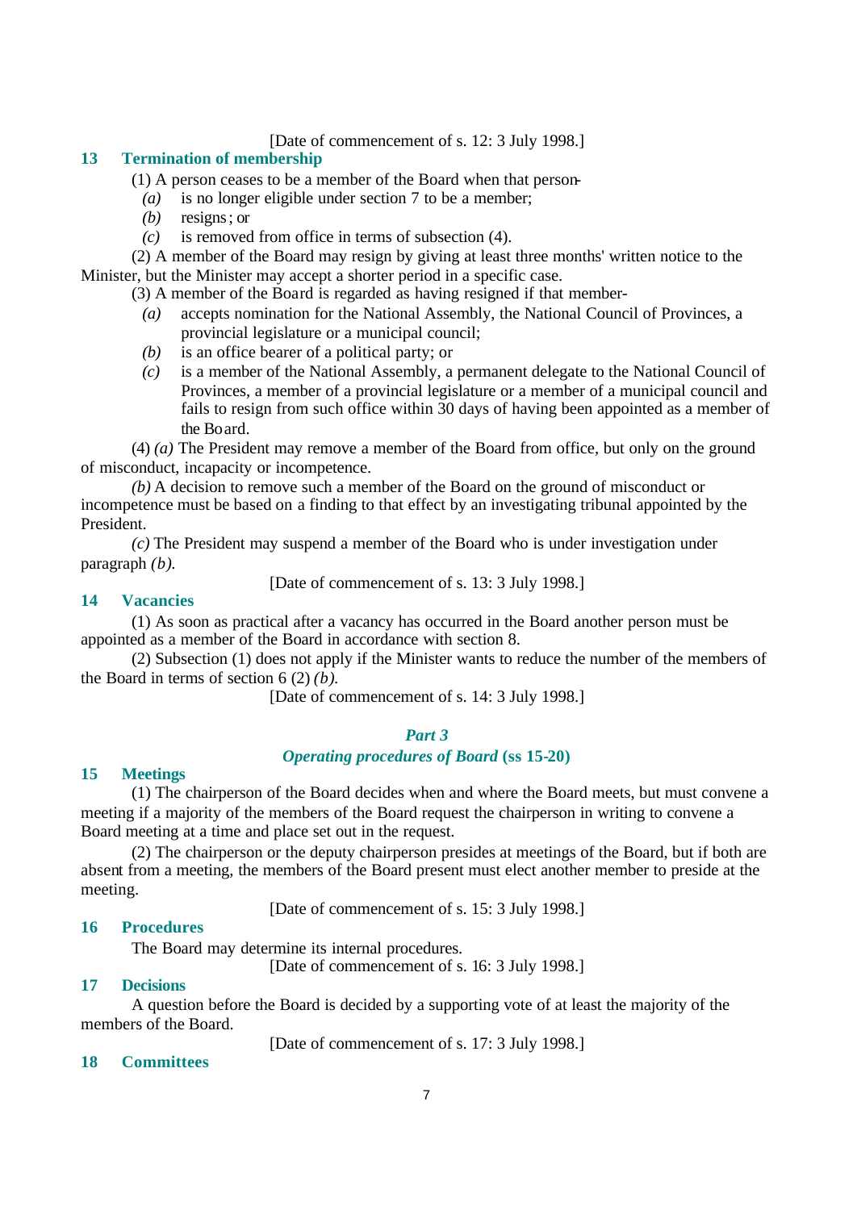[Date of commencement of s. 12: 3 July 1998.]

### 13 Termination of membership

(1) A person ceases to be a member of the Board when that person-

*(a)* is no longer eligible under section 7 to be a member;

*(b)* resigns; or

*(c)* is removed from office in terms of subsection (4).

(2) A member of the Board may resign by giving at least three months' written notice to the Minister, but the Minister may accept a shorter period in a specific case.

(3) A member of the Board is regarded as having resigned if that member-

*(a)* accepts nomination for the National Assembly, the National Council of Provinces, a provincial legislature or a municipal council;

*(b)* is an office bearer of a political party; or

*(c)* is a member of the National Assembly, a permanent delegate to the National Council of Provinces, a member of a provincial legislature or a member of a municipal council and fails to resign from such office within 30 days of having been appointed as a member of the Board.

(4) *(a)* The President may remove a member of the Board from office, but only on the ground of misconduct, incapacity or incompetence.

*(b)* A decision to remove such a member of the Board on the ground of misconduct or incompetence must be based on a finding to that effect by an investigating tribunal appointed by the President.

*(c)* The President may suspend a member of the Board who is under investigation under paragraph *(b)*.

[Date of commencement of s. 13: 3 July 1998.]

### 14 Vacancies

(1) As soon as practical after a vacancy has occurred in the Board another person must be appointed as a member of the Board in accordance with section 8.

(2) Subsection (1) does not apply if the Minister wants to reduce the number of the members of the Board in terms of section 6 (2) *(b)*.

[Date of commencement of s. 14: 3 July 1998.]

## *Part 3*

## *Operating procedures of Board* (ss 15-20)

### 15 Meetings

(1) The chairperson of the Board decides when and where the Board meets, but must convene a meeting if a majority of the members of the Board request the chairperson in writing to convene a Board meeting at a time and place set out in the request.

(2) The chairperson or the deputy chairperson presides at meetings of the Board, but if both are absent from a meeting, the members of the Board present must elect another member to preside at the meeting.

[Date of commencement of s. 15: 3 July 1998.]

### 16 Procedures

The Board may determine its internal procedures.

[Date of commencement of s. 16: 3 July 1998.]

### 17 Decisions

A question before the Board is decided by a supporting vote of at least the majority of the members of the Board.

[Date of commencement of s. 17: 3 July 1998.]

### 18 Committees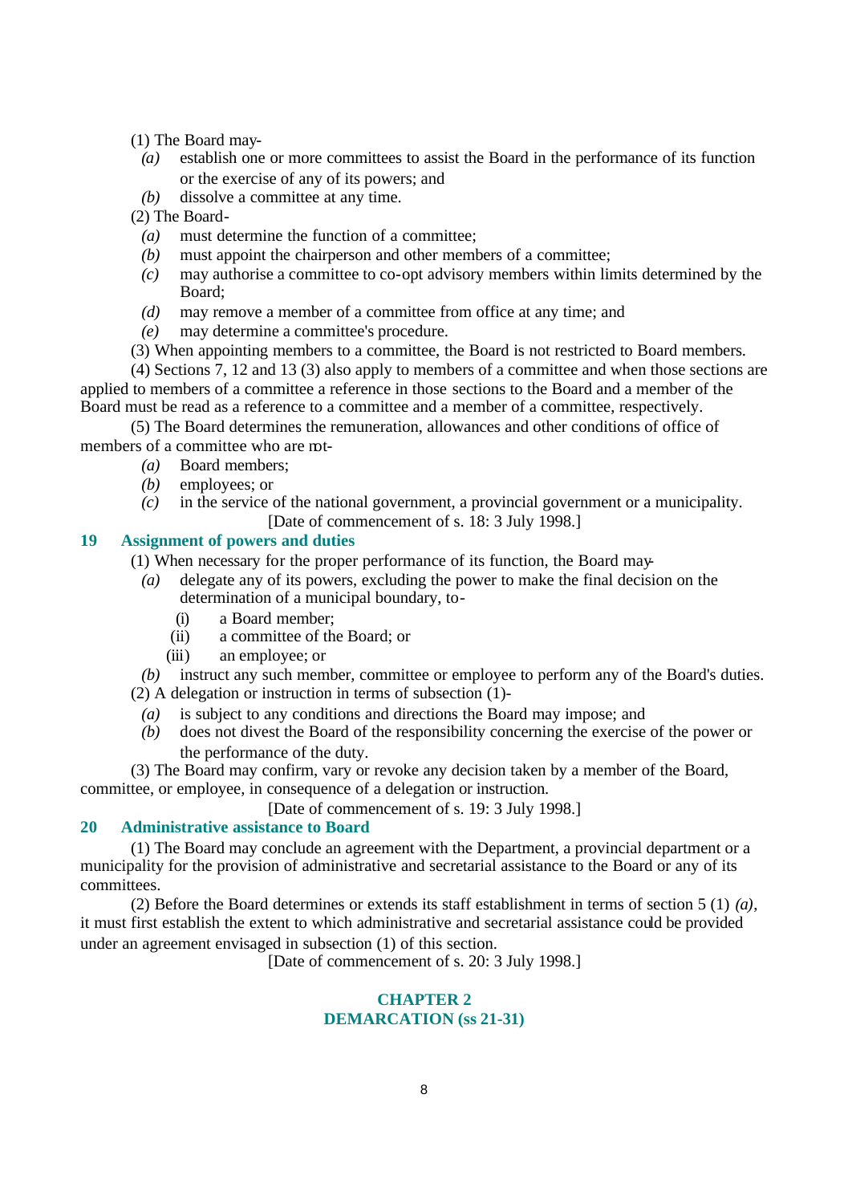(1) The Board may-

*(a)* establish one or more committees to assist the Board in the performance of its function or the exercise of any of its powers; and

*(b)* dissolve a committee at any time.

(2) The Board-

*(a)* must determine the function of a committee;

*(b)* must appoint the chairperson and other members of a committee;

*(c)* may authorise a committee to co-opt advisory members within limits determined by the Board;

*(d)* may remove a member of a committee from office at any time; and

*(e)* may determine a committee's procedure.

(3) When appointing members to a committee, the Board is not restricted to Board members.

(4) Sections 7, 12 and 13 (3) also apply to members of a committee and when those sections are applied to members of a committee a reference in those sections to the Board and a member of the Board must be read as a reference to a committee and a member of a committee, respectively.

(5) The Board determines the remuneration, allowances and other conditions of office of members of a committee who are not-

*(a)* Board members;

*(b)* employees; or

*(c)* in the service of the national government, a provincial government or a municipality.

[Date of commencement of s. 18: 3 July 1998.]

## 19 Assignment of powers and duties

(1) When necessary for the proper performance of its function, the Board may-

*(a)* delegate any of its powers, excluding the power to make the final decision on the determination of a municipal boundary, to-

(i) a Board member;

(ii) a committee of the Board; or

(iii) an employee; or

*(b)* instruct any such member, committee or employee to perform any of the Board's duties.

(2) A delegation or instruction in terms of subsection (1)-

*(a)* is subject to any conditions and directions the Board may impose; and

*(b)* does not divest the Board of the responsibility concerning the exercise of the power or the performance of the duty.

(3) The Board may confirm, vary or revoke any decision taken by a member of the Board, committee, or employee, in consequence of a delegation or instruction.

[Date of commencement of s. 19: 3 July 1998.]

## 20 Administrative assistance to Board

(1) The Board may conclude an agreement with the Department, a provincial department or a municipality for the provision of administrative and secretarial assistance to the Board or any of its committees.

(2) Before the Board determines or extends its staff establishment in terms of section 5 (1) *(a)*, it must first establish the extent to which administrative and secretarial assistance could be provided under an agreement envisaged in subsection (1) of this section.

[Date of commencement of s. 20: 3 July 1998.]

# CHAPTER 2
# DEMARCATION (ss 21-31)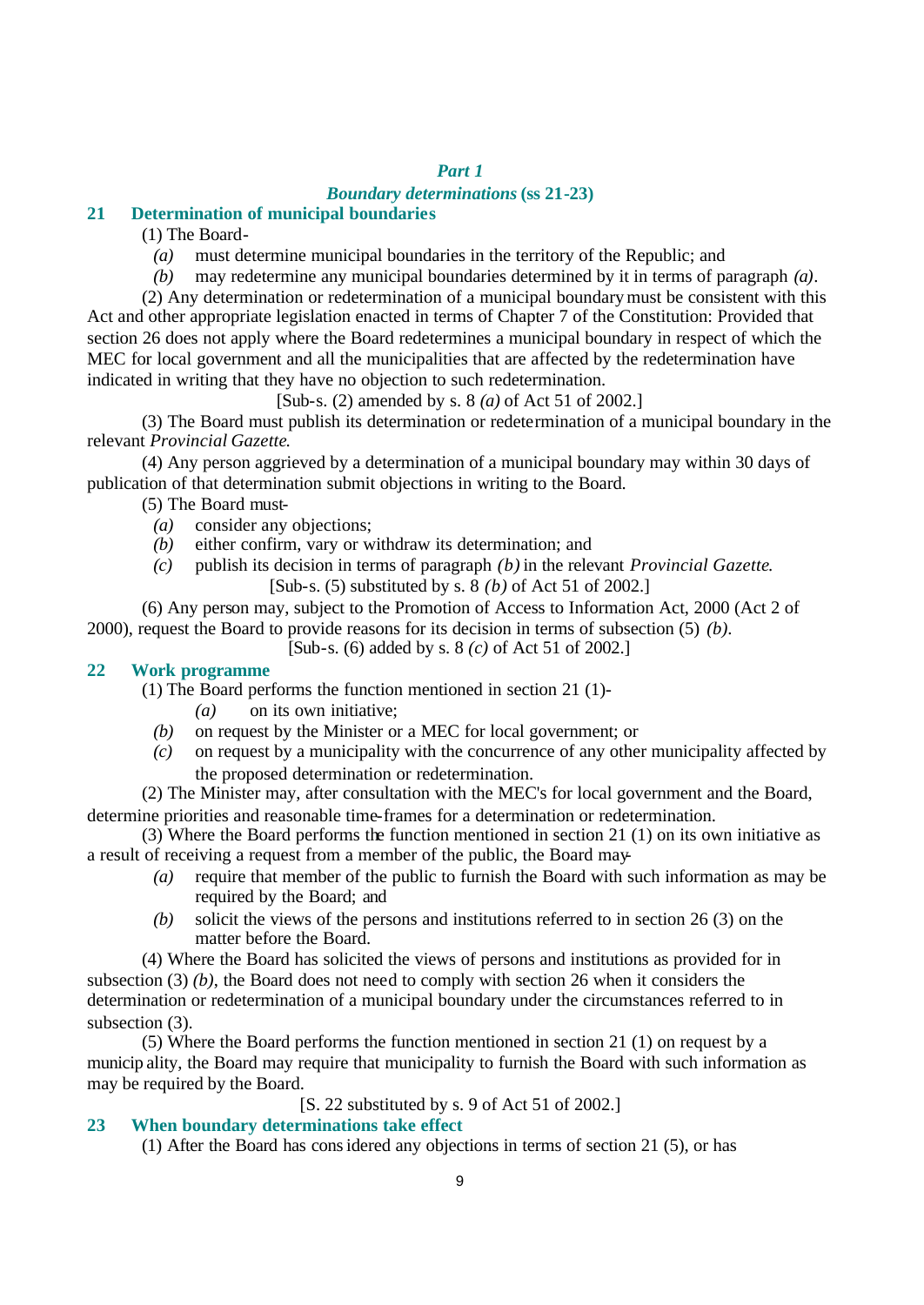## *Part 1*

### *Boundary determinations* (ss 21-23)

### 21 Determination of municipal boundaries

(1) The Board-

*(a)* must determine municipal boundaries in the territory of the Republic; and

*(b)* may redetermine any municipal boundaries determined by it in terms of paragraph *(a)*.

(2) Any determination or redetermination of a municipal boundary must be consistent with this Act and other appropriate legislation enacted in terms of Chapter 7 of the Constitution: Provided that section 26 does not apply where the Board redetermines a municipal boundary in respect of which the MEC for local government and all the municipalities that are affected by the redetermination have indicated in writing that they have no objection to such redetermination.

[Sub-s. (2) amended by s. 8 *(a)* of Act 51 of 2002.]

(3) The Board must publish its determination or redetermination of a municipal boundary in the relevant *Provincial Gazette*.

(4) Any person aggrieved by a determination of a municipal boundary may within 30 days of publication of that determination submit objections in writing to the Board.

(5) The Board must-

*(a)* consider any objections;

*(b)* either confirm, vary or withdraw its determination; and

*(c)* publish its decision in terms of paragraph *(b)* in the relevant *Provincial Gazette*.

[Sub-s. (5) substituted by s. 8 *(b)* of Act 51 of 2002.]

(6) Any person may, subject to the Promotion of Access to Information Act, 2000 (Act 2 of 2000), request the Board to provide reasons for its decision in terms of subsection (5) *(b)*.

[Sub-s. (6) added by s. 8 *(c)* of Act 51 of 2002.]

### 22 Work programme

(1) The Board performs the function mentioned in section 21 (1)-

*(a)* on its own initiative;

*(b)* on request by the Minister or a MEC for local government; or

*(c)* on request by a municipality with the concurrence of any other municipality affected by the proposed determination or redetermination.

(2) The Minister may, after consultation with the MEC's for local government and the Board, determine priorities and reasonable time-frames for a determination or redetermination.

(3) Where the Board performs the function mentioned in section 21 (1) on its own initiative as a result of receiving a request from a member of the public, the Board may-

*(a)* require that member of the public to furnish the Board with such information as may be required by the Board; and

*(b)* solicit the views of the persons and institutions referred to in section 26 (3) on the matter before the Board.

(4) Where the Board has solicited the views of persons and institutions as provided for in subsection (3) *(b)*, the Board does not need to comply with section 26 when it considers the determination or redetermination of a municipal boundary under the circumstances referred to in subsection (3).

(5) Where the Board performs the function mentioned in section 21 (1) on request by a municipality, the Board may require that municipality to furnish the Board with such information as may be required by the Board.

[S. 22 substituted by s. 9 of Act 51 of 2002.]

### 23 When boundary determinations take effect

(1) After the Board has considered any objections in terms of section 21 (5), or has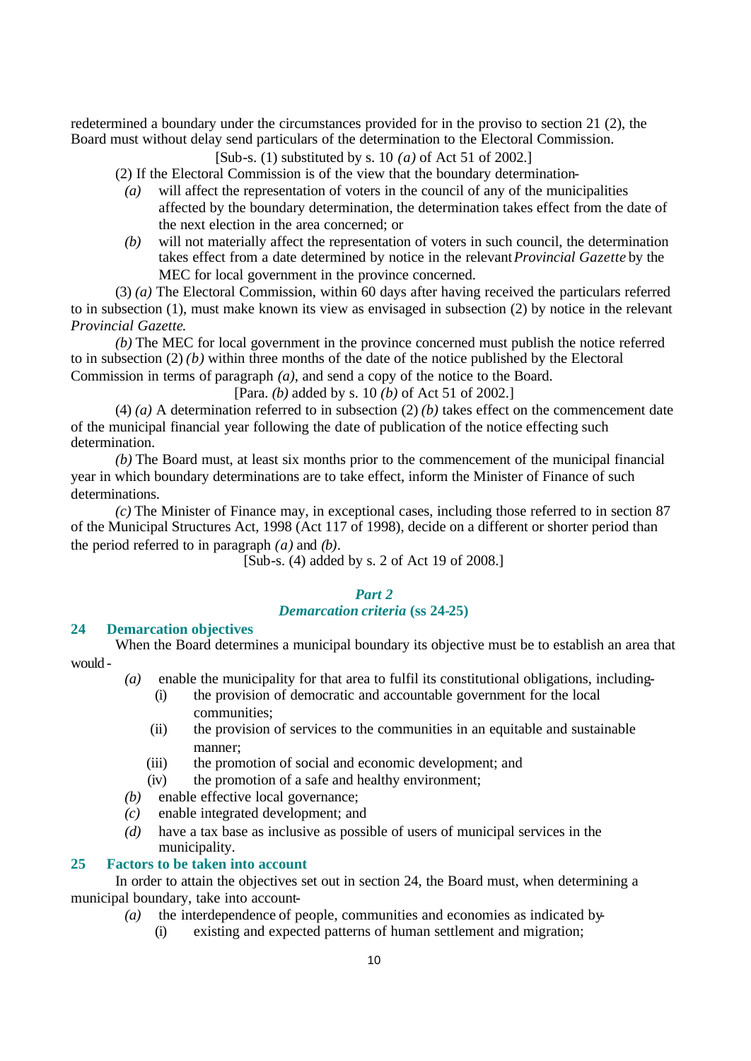redetermined a boundary under the circumstances provided for in the proviso to section 21 (2), the Board must without delay send particulars of the determination to the Electoral Commission.

[Sub-s. (1) substituted by s. 10 *(a)* of Act 51 of 2002.]

(2) If the Electoral Commission is of the view that the boundary determination-

*(a)* will affect the representation of voters in the council of any of the municipalities affected by the boundary determination, the determination takes effect from the date of the next election in the area concerned; or

*(b)* will not materially affect the representation of voters in such council, the determination takes effect from a date determined by notice in the relevant *Provincial Gazette* by the MEC for local government in the province concerned.

(3) *(a)* The Electoral Commission, within 60 days after having received the particulars referred to in subsection (1), must make known its view as envisaged in subsection (2) by notice in the relevant *Provincial Gazette*.

*(b)* The MEC for local government in the province concerned must publish the notice referred to in subsection (2) *(b)* within three months of the date of the notice published by the Electoral Commission in terms of paragraph *(a)*, and send a copy of the notice to the Board.

[Para. *(b)* added by s. 10 *(b)* of Act 51 of 2002.]

(4) *(a)* A determination referred to in subsection (2) *(b)* takes effect on the commencement date of the municipal financial year following the date of publication of the notice effecting such determination.

*(b)* The Board must, at least six months prior to the commencement of the municipal financial year in which boundary determinations are to take effect, inform the Minister of Finance of such determinations.

*(c)* The Minister of Finance may, in exceptional cases, including those referred to in section 87 of the Municipal Structures Act, 1998 (Act 117 of 1998), decide on a different or shorter period than the period referred to in paragraph *(a)* and *(b)*.

[Sub-s. (4) added by s. 2 of Act 19 of 2008.]

## *Part 2*
## *Demarcation criteria* (ss 24-25)

### 24 Demarcation objectives

When the Board determines a municipal boundary its objective must be to establish an area that would -

*(a)* enable the municipality for that area to fulfil its constitutional obligations, including-

(i) the provision of democratic and accountable government for the local communities;

(ii) the provision of services to the communities in an equitable and sustainable manner;

(iii) the promotion of social and economic development; and

(iv) the promotion of a safe and healthy environment;

*(b)* enable effective local governance;

*(c)* enable integrated development; and

*(d)* have a tax base as inclusive as possible of users of municipal services in the municipality.

### 25 Factors to be taken into account

In order to attain the objectives set out in section 24, the Board must, when determining a municipal boundary, take into account-

*(a)* the interdependence of people, communities and economies as indicated by-

(i) existing and expected patterns of human settlement and migration;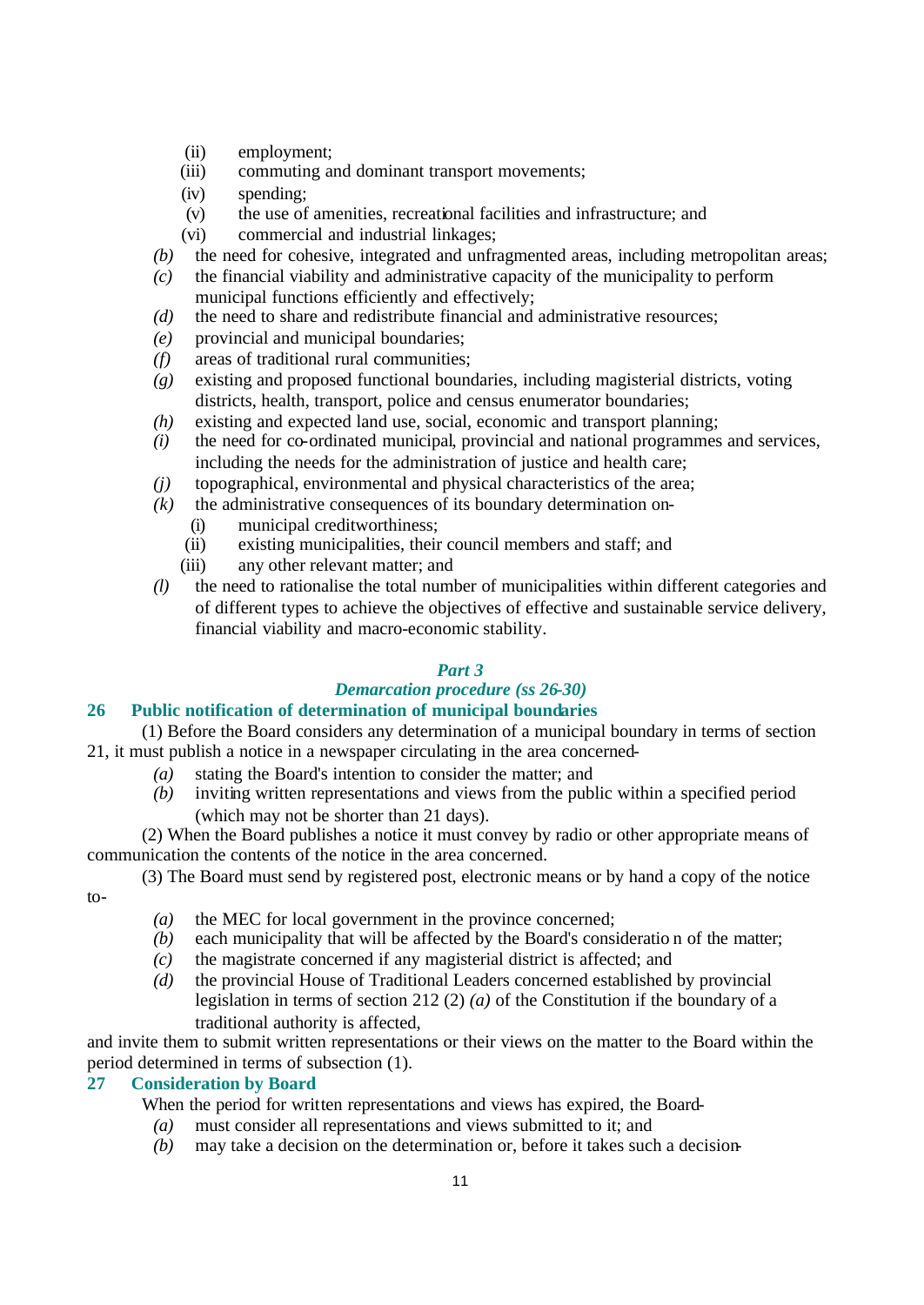(ii) employment;

(iii) commuting and dominant transport movements;

(iv) spending;

(v) the use of amenities, recreational facilities and infrastructure; and

(vi) commercial and industrial linkages;

*(b)* the need for cohesive, integrated and unfragmented areas, including metropolitan areas;

*(c)* the financial viability and administrative capacity of the municipality to perform municipal functions efficiently and effectively;

*(d)* the need to share and redistribute financial and administrative resources;

*(e)* provincial and municipal boundaries;

*(f)* areas of traditional rural communities;

*(g)* existing and proposed functional boundaries, including magisterial districts, voting districts, health, transport, police and census enumerator boundaries;

*(h)* existing and expected land use, social, economic and transport planning;

*(i)* the need for co-ordinated municipal, provincial and national programmes and services, including the needs for the administration of justice and health care;

*(j)* topographical, environmental and physical characteristics of the area;

*(k)* the administrative consequences of its boundary determination on-

(i) municipal creditworthiness;

(ii) existing municipalities, their council members and staff; and

(iii) any other relevant matter; and

*(l)* the need to rationalise the total number of municipalities within different categories and of different types to achieve the objectives of effective and sustainable service delivery, financial viability and macro-economic stability.

### *Part 3*

### *Demarcation procedure (ss 26-30)*

## 26 Public notification of determination of municipal boundaries

(1) Before the Board considers any determination of a municipal boundary in terms of section 21, it must publish a notice in a newspaper circulating in the area concerned-

*(a)* stating the Board's intention to consider the matter; and

*(b)* inviting written representations and views from the public within a specified period (which may not be shorter than 21 days).

(2) When the Board publishes a notice it must convey by radio or other appropriate means of communication the contents of the notice in the area concerned.

(3) The Board must send by registered post, electronic means or by hand a copy of the notice to-

*(a)* the MEC for local government in the province concerned;

*(b)* each municipality that will be affected by the Board's consideration of the matter;

*(c)* the magistrate concerned if any magisterial district is affected; and

*(d)* the provincial House of Traditional Leaders concerned established by provincial legislation in terms of section 212 (2) *(a)* of the Constitution if the boundary of a traditional authority is affected,

and invite them to submit written representations or their views on the matter to the Board within the period determined in terms of subsection (1).

## 27 Consideration by Board

When the period for written representations and views has expired, the Board-

*(a)* must consider all representations and views submitted to it; and

*(b)* may take a decision on the determination or, before it takes such a decision-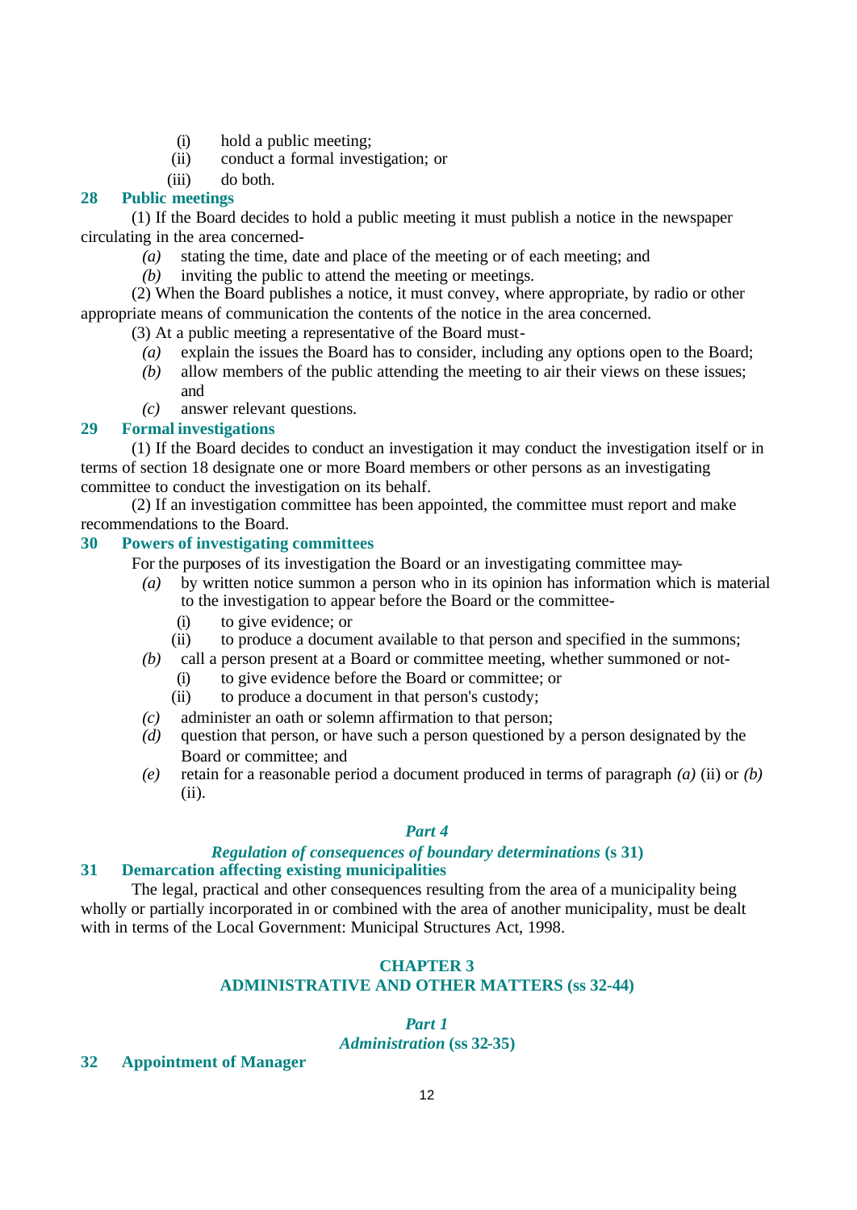(i) hold a public meeting;
(ii) conduct a formal investigation; or
(iii) do both.

### 28 Public meetings

(1) If the Board decides to hold a public meeting it must publish a notice in the newspaper circulating in the area concerned-

*(a)* stating the time, date and place of the meeting or of each meeting; and
*(b)* inviting the public to attend the meeting or meetings.

(2) When the Board publishes a notice, it must convey, where appropriate, by radio or other appropriate means of communication the contents of the notice in the area concerned.

(3) At a public meeting a representative of the Board must-

*(a)* explain the issues the Board has to consider, including any options open to the Board;
*(b)* allow members of the public attending the meeting to air their views on these issues; and
*(c)* answer relevant questions.

### 29 Formal investigations

(1) If the Board decides to conduct an investigation it may conduct the investigation itself or in terms of section 18 designate one or more Board members or other persons as an investigating committee to conduct the investigation on its behalf.

(2) If an investigation committee has been appointed, the committee must report and make recommendations to the Board.

### 30 Powers of investigating committees

For the purposes of its investigation the Board or an investigating committee may-

*(a)* by written notice summon a person who in its opinion has information which is material to the investigation to appear before the Board or the committee-
  (i) to give evidence; or
  (ii) to produce a document available to that person and specified in the summons;
*(b)* call a person present at a Board or committee meeting, whether summoned or not-
  (i) to give evidence before the Board or committee; or
  (ii) to produce a document in that person's custody;
*(c)* administer an oath or solemn affirmation to that person;
*(d)* question that person, or have such a person questioned by a person designated by the Board or committee; and
*(e)* retain for a reasonable period a document produced in terms of paragraph *(a)* (ii) or *(b)* (ii).

## *Part 4*
## *Regulation of consequences of boundary determinations* (s 31)

### 31 Demarcation affecting existing municipalities

The legal, practical and other consequences resulting from the area of a municipality being wholly or partially incorporated in or combined with the area of another municipality, must be dealt with in terms of the Local Government: Municipal Structures Act, 1998.

# CHAPTER 3
# ADMINISTRATIVE AND OTHER MATTERS (ss 32-44)

## *Part 1*
## *Administration* (ss 32-35)

### 32 Appointment of Manager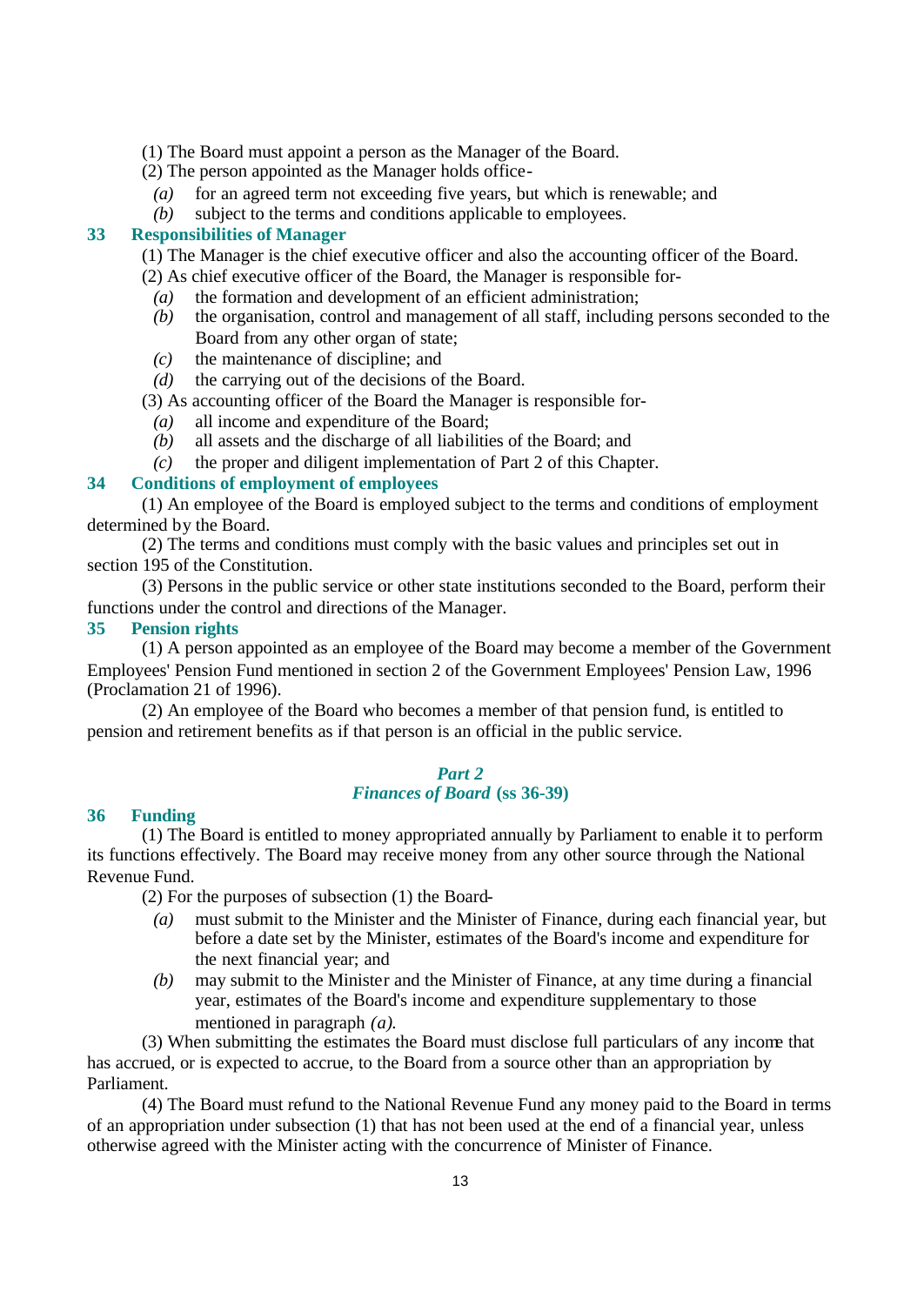(1) The Board must appoint a person as the Manager of the Board.

(2) The person appointed as the Manager holds office-

*(a)* for an agreed term not exceeding five years, but which is renewable; and

*(b)* subject to the terms and conditions applicable to employees.

### 33 Responsibilities of Manager

(1) The Manager is the chief executive officer and also the accounting officer of the Board.

(2) As chief executive officer of the Board, the Manager is responsible for-

*(a)* the formation and development of an efficient administration;

*(b)* the organisation, control and management of all staff, including persons seconded to the Board from any other organ of state;

*(c)* the maintenance of discipline; and

*(d)* the carrying out of the decisions of the Board.

(3) As accounting officer of the Board the Manager is responsible for-

*(a)* all income and expenditure of the Board;

*(b)* all assets and the discharge of all liabilities of the Board; and

*(c)* the proper and diligent implementation of Part 2 of this Chapter.

### 34 Conditions of employment of employees

(1) An employee of the Board is employed subject to the terms and conditions of employment determined by the Board.

(2) The terms and conditions must comply with the basic values and principles set out in section 195 of the Constitution.

(3) Persons in the public service or other state institutions seconded to the Board, perform their functions under the control and directions of the Manager.

### 35 Pension rights

(1) A person appointed as an employee of the Board may become a member of the Government Employees' Pension Fund mentioned in section 2 of the Government Employees' Pension Law, 1996 (Proclamation 21 of 1996).

(2) An employee of the Board who becomes a member of that pension fund, is entitled to pension and retirement benefits as if that person is an official in the public service.

## *Part 2*
## *Finances of Board* (ss 36-39)

### 36 Funding

(1) The Board is entitled to money appropriated annually by Parliament to enable it to perform its functions effectively. The Board may receive money from any other source through the National Revenue Fund.

(2) For the purposes of subsection (1) the Board-

*(a)* must submit to the Minister and the Minister of Finance, during each financial year, but before a date set by the Minister, estimates of the Board's income and expenditure for the next financial year; and

*(b)* may submit to the Minister and the Minister of Finance, at any time during a financial year, estimates of the Board's income and expenditure supplementary to those mentioned in paragraph *(a)*.

(3) When submitting the estimates the Board must disclose full particulars of any income that has accrued, or is expected to accrue, to the Board from a source other than an appropriation by Parliament.

(4) The Board must refund to the National Revenue Fund any money paid to the Board in terms of an appropriation under subsection (1) that has not been used at the end of a financial year, unless otherwise agreed with the Minister acting with the concurrence of Minister of Finance.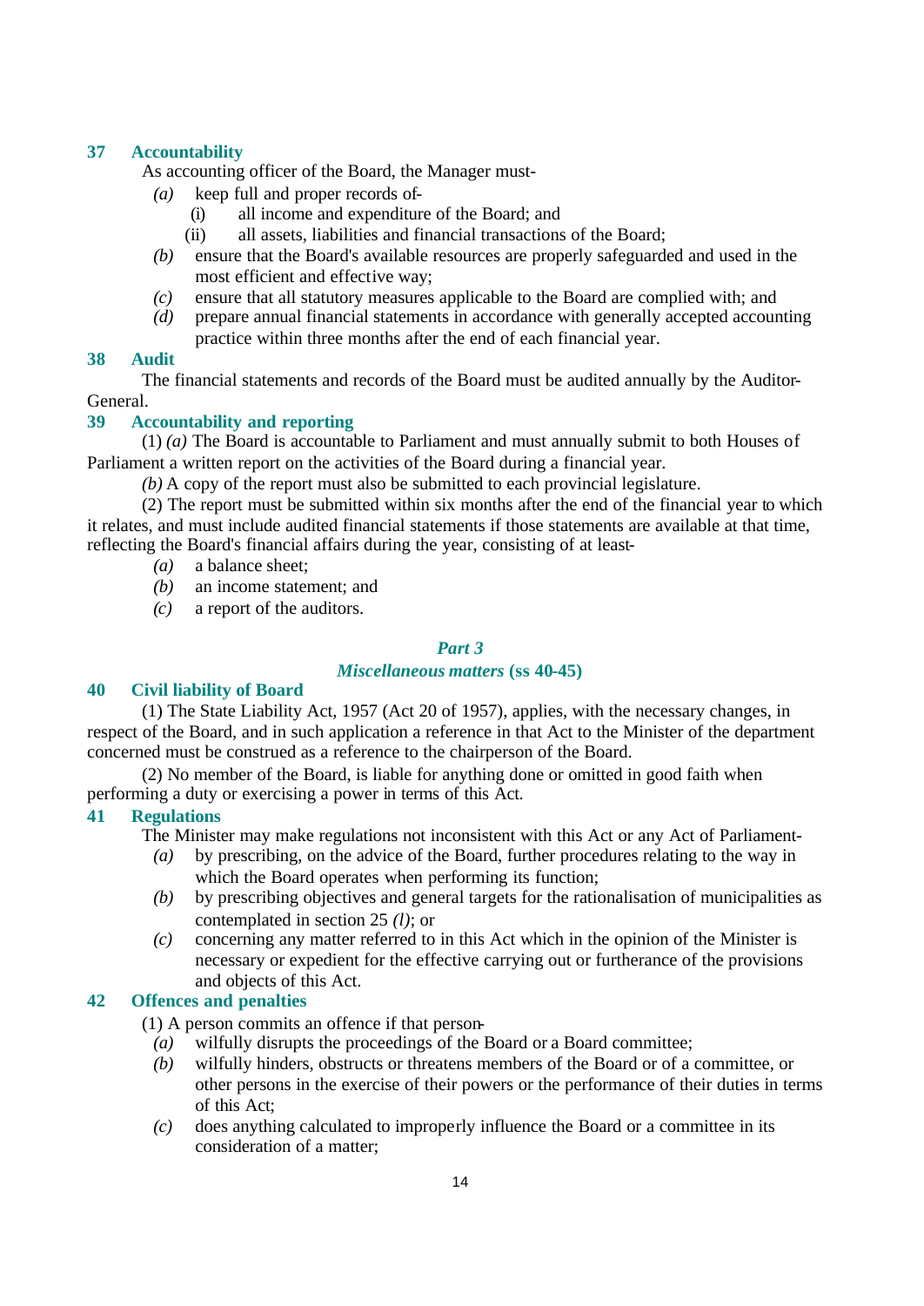### 37 Accountability

As accounting officer of the Board, the Manager must-

- *(a)* keep full and proper records of-
  - (i) all income and expenditure of the Board; and
  - (ii) all assets, liabilities and financial transactions of the Board;
- *(b)* ensure that the Board's available resources are properly safeguarded and used in the most efficient and effective way;
- *(c)* ensure that all statutory measures applicable to the Board are complied with; and
- *(d)* prepare annual financial statements in accordance with generally accepted accounting practice within three months after the end of each financial year.

### 38 Audit

The financial statements and records of the Board must be audited annually by the Auditor-General.

### 39 Accountability and reporting

(1) *(a)* The Board is accountable to Parliament and must annually submit to both Houses of Parliament a written report on the activities of the Board during a financial year.

*(b)* A copy of the report must also be submitted to each provincial legislature.

(2) The report must be submitted within six months after the end of the financial year to which it relates, and must include audited financial statements if those statements are available at that time, reflecting the Board's financial affairs during the year, consisting of at least-

- *(a)* a balance sheet;
- *(b)* an income statement; and
- *(c)* a report of the auditors.

## *Part 3*

## *Miscellaneous matters* (ss 40-45)

### 40 Civil liability of Board

(1) The State Liability Act, 1957 (Act 20 of 1957), applies, with the necessary changes, in respect of the Board, and in such application a reference in that Act to the Minister of the department concerned must be construed as a reference to the chairperson of the Board.

(2) No member of the Board, is liable for anything done or omitted in good faith when performing a duty or exercising a power in terms of this Act.

### 41 Regulations

The Minister may make regulations not inconsistent with this Act or any Act of Parliament-

- *(a)* by prescribing, on the advice of the Board, further procedures relating to the way in which the Board operates when performing its function;
- *(b)* by prescribing objectives and general targets for the rationalisation of municipalities as contemplated in section 25 *(l)*; or
- *(c)* concerning any matter referred to in this Act which in the opinion of the Minister is necessary or expedient for the effective carrying out or furtherance of the provisions and objects of this Act.

### 42 Offences and penalties

(1) A person commits an offence if that person-

- *(a)* wilfully disrupts the proceedings of the Board or a Board committee;
- *(b)* wilfully hinders, obstructs or threatens members of the Board or of a committee, or other persons in the exercise of their powers or the performance of their duties in terms of this Act;
- *(c)* does anything calculated to improperly influence the Board or a committee in its consideration of a matter;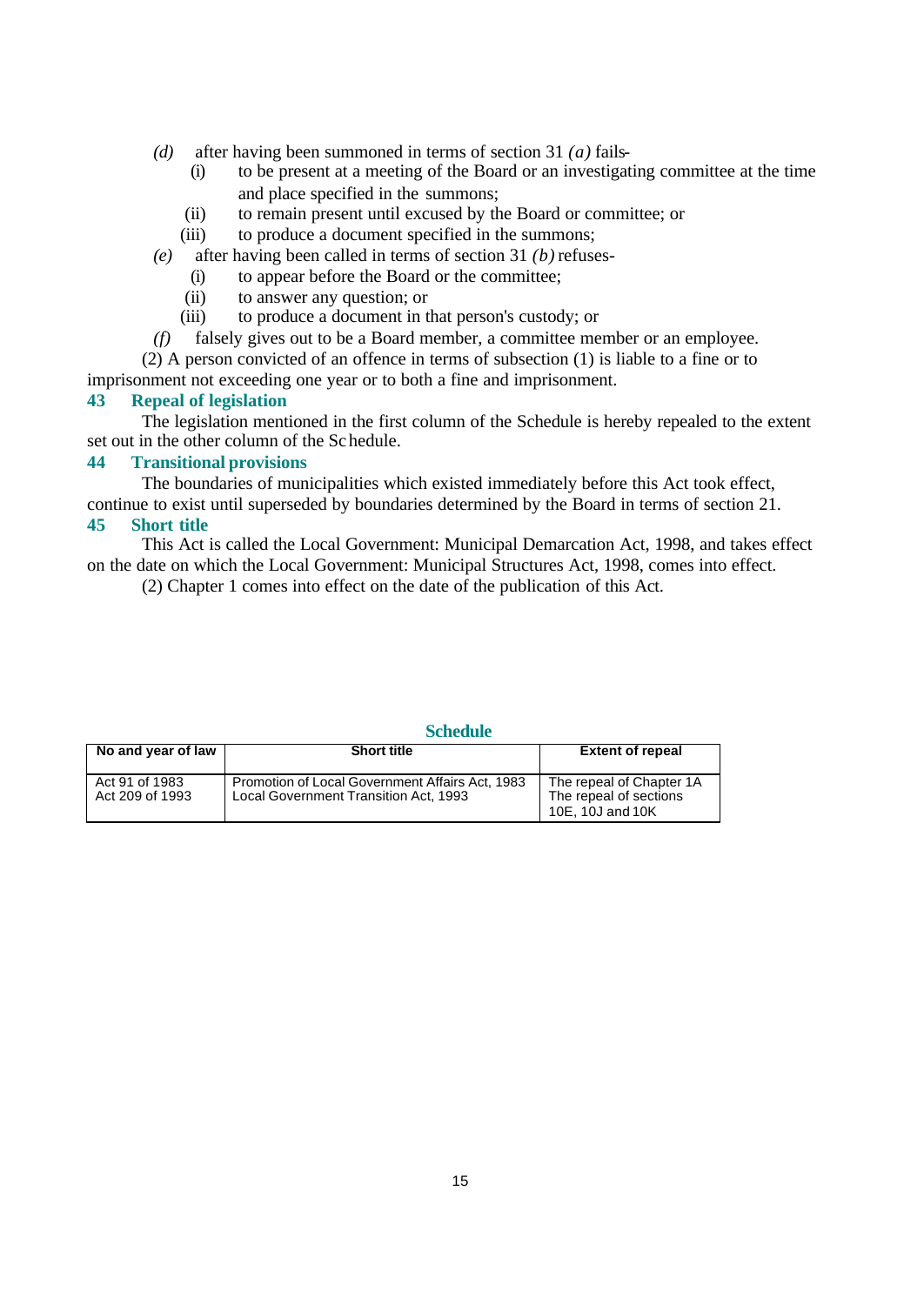*(d)* after having been summoned in terms of section 31 *(a)* fails-

(i) to be present at a meeting of the Board or an investigating committee at the time and place specified in the summons;

(ii) to remain present until excused by the Board or committee; or

(iii) to produce a document specified in the summons;

*(e)* after having been called in terms of section 31 *(b)* refuses-

(i) to appear before the Board or the committee;

(ii) to answer any question; or

(iii) to produce a document in that person's custody; or

*(f)* falsely gives out to be a Board member, a committee member or an employee.

(2) A person convicted of an offence in terms of subsection (1) is liable to a fine or to imprisonment not exceeding one year or to both a fine and imprisonment.

## 43 Repeal of legislation

The legislation mentioned in the first column of the Schedule is hereby repealed to the extent set out in the other column of the Schedule.

## 44 Transitional provisions

The boundaries of municipalities which existed immediately before this Act took effect, continue to exist until superseded by boundaries determined by the Board in terms of section 21.

## 45 Short title

This Act is called the Local Government: Municipal Demarcation Act, 1998, and takes effect on the date on which the Local Government: Municipal Structures Act, 1998, comes into effect.

(2) Chapter 1 comes into effect on the date of the publication of this Act.

## Schedule

| No and year of law | Short title | Extent of repeal |
|---|---|---|
| Act 91 of 1983 | Promotion of Local Government Affairs Act, 1983 | The repeal of Chapter 1A |
| Act 209 of 1993 | Local Government Transition Act, 1993 | The repeal of sections 10E, 10J and 10K |